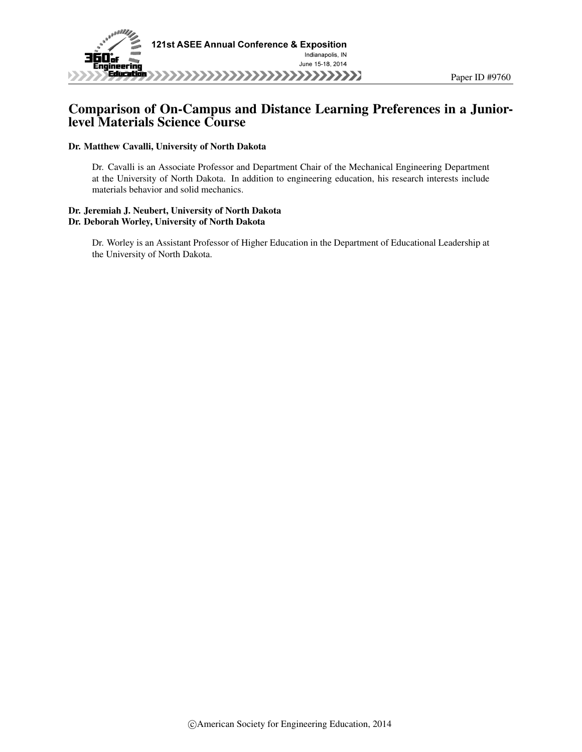# Comparison of On-Campus and Distance Learning Preferences in a Junior-level Materials Science Course

**Dr. Matthew Cavalli, University of North Dakota**

Dr. Cavalli is an Associate Professor and Department Chair of the Mechanical Engineering Department at the University of North Dakota. In addition to engineering education, his research interests include materials behavior and solid mechanics.

**Dr. Jeremiah J. Neubert, University of North Dakota**

**Dr. Deborah Worley, University of North Dakota**

Dr. Worley is an Assistant Professor of Higher Education in the Department of Educational Leadership at the University of North Dakota.

©American Society for Engineering Education, 2014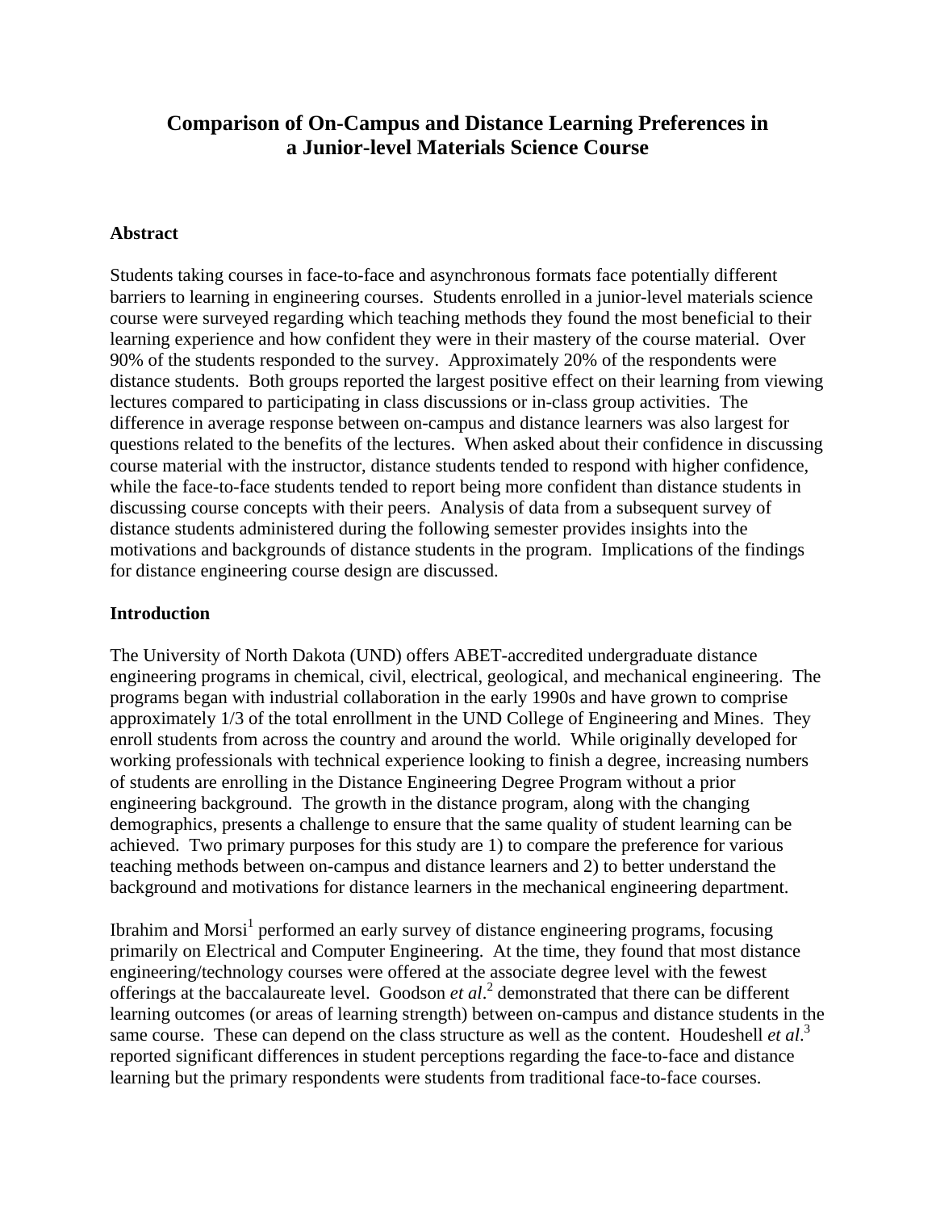# Comparison of On-Campus and Distance Learning Preferences in a Junior-level Materials Science Course

## Abstract

Students taking courses in face-to-face and asynchronous formats face potentially different barriers to learning in engineering courses. Students enrolled in a junior-level materials science course were surveyed regarding which teaching methods they found the most beneficial to their learning experience and how confident they were in their mastery of the course material. Over 90% of the students responded to the survey. Approximately 20% of the respondents were distance students. Both groups reported the largest positive effect on their learning from viewing lectures compared to participating in class discussions or in-class group activities. The difference in average response between on-campus and distance learners was also largest for questions related to the benefits of the lectures. When asked about their confidence in discussing course material with the instructor, distance students tended to respond with higher confidence, while the face-to-face students tended to report being more confident than distance students in discussing course concepts with their peers. Analysis of data from a subsequent survey of distance students administered during the following semester provides insights into the motivations and backgrounds of distance students in the program. Implications of the findings for distance engineering course design are discussed.

## Introduction

The University of North Dakota (UND) offers ABET-accredited undergraduate distance engineering programs in chemical, civil, electrical, geological, and mechanical engineering. The programs began with industrial collaboration in the early 1990s and have grown to comprise approximately 1/3 of the total enrollment in the UND College of Engineering and Mines. They enroll students from across the country and around the world. While originally developed for working professionals with technical experience looking to finish a degree, increasing numbers of students are enrolling in the Distance Engineering Degree Program without a prior engineering background. The growth in the distance program, along with the changing demographics, presents a challenge to ensure that the same quality of student learning can be achieved. Two primary purposes for this study are 1) to compare the preference for various teaching methods between on-campus and distance learners and 2) to better understand the background and motivations for distance learners in the mechanical engineering department.

Ibrahim and Morsi[1] performed an early survey of distance engineering programs, focusing primarily on Electrical and Computer Engineering. At the time, they found that most distance engineering/technology courses were offered at the associate degree level with the fewest offerings at the baccalaureate level. Goodson *et al*.[2] demonstrated that there can be different learning outcomes (or areas of learning strength) between on-campus and distance students in the same course. These can depend on the class structure as well as the content. Houdeshell *et al*.[3] reported significant differences in student perceptions regarding the face-to-face and distance learning but the primary respondents were students from traditional face-to-face courses.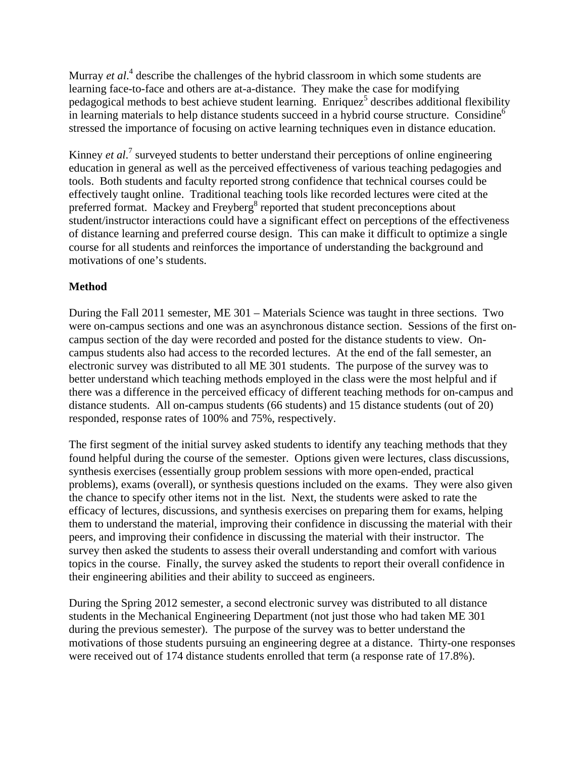Murray *et al*.[4] describe the challenges of the hybrid classroom in which some students are learning face-to-face and others are at-a-distance. They make the case for modifying pedagogical methods to best achieve student learning. Enriquez[5] describes additional flexibility in learning materials to help distance students succeed in a hybrid course structure. Considine[6] stressed the importance of focusing on active learning techniques even in distance education.

Kinney *et al*.[7] surveyed students to better understand their perceptions of online engineering education in general as well as the perceived effectiveness of various teaching pedagogies and tools. Both students and faculty reported strong confidence that technical courses could be effectively taught online. Traditional teaching tools like recorded lectures were cited at the preferred format. Mackey and Freyberg[8] reported that student preconceptions about student/instructor interactions could have a significant effect on perceptions of the effectiveness of distance learning and preferred course design. This can make it difficult to optimize a single course for all students and reinforces the importance of understanding the background and motivations of one's students.

**Method**

During the Fall 2011 semester, ME 301 – Materials Science was taught in three sections. Two were on-campus sections and one was an asynchronous distance section. Sessions of the first on-campus section of the day were recorded and posted for the distance students to view. On-campus students also had access to the recorded lectures. At the end of the fall semester, an electronic survey was distributed to all ME 301 students. The purpose of the survey was to better understand which teaching methods employed in the class were the most helpful and if there was a difference in the perceived efficacy of different teaching methods for on-campus and distance students. All on-campus students (66 students) and 15 distance students (out of 20) responded, response rates of 100% and 75%, respectively.

The first segment of the initial survey asked students to identify any teaching methods that they found helpful during the course of the semester. Options given were lectures, class discussions, synthesis exercises (essentially group problem sessions with more open-ended, practical problems), exams (overall), or synthesis questions included on the exams. They were also given the chance to specify other items not in the list. Next, the students were asked to rate the efficacy of lectures, discussions, and synthesis exercises on preparing them for exams, helping them to understand the material, improving their confidence in discussing the material with their peers, and improving their confidence in discussing the material with their instructor. The survey then asked the students to assess their overall understanding and comfort with various topics in the course. Finally, the survey asked the students to report their overall confidence in their engineering abilities and their ability to succeed as engineers.

During the Spring 2012 semester, a second electronic survey was distributed to all distance students in the Mechanical Engineering Department (not just those who had taken ME 301 during the previous semester). The purpose of the survey was to better understand the motivations of those students pursuing an engineering degree at a distance. Thirty-one responses were received out of 174 distance students enrolled that term (a response rate of 17.8%).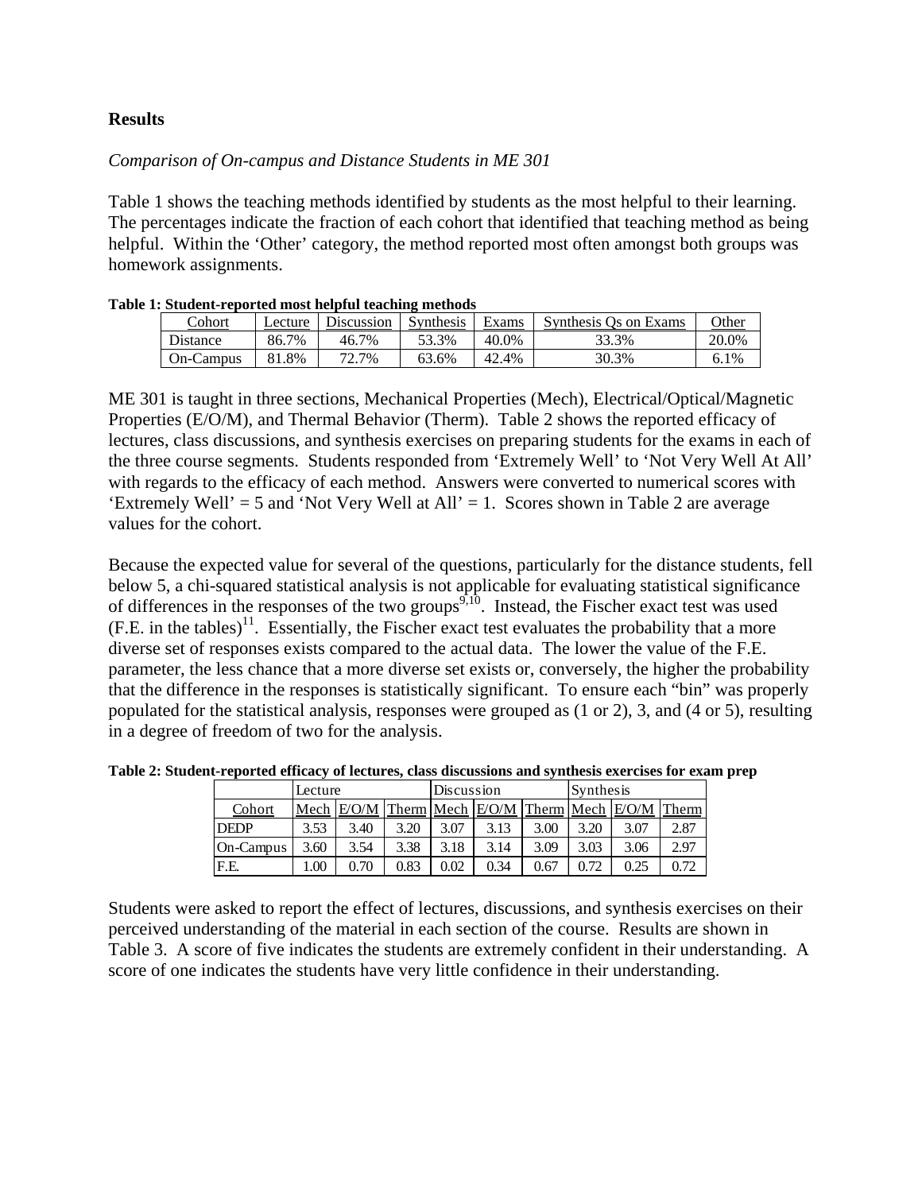## Results

*Comparison of On-campus and Distance Students in ME 301*

Table 1 shows the teaching methods identified by students as the most helpful to their learning. The percentages indicate the fraction of each cohort that identified that teaching method as being helpful. Within the 'Other' category, the method reported most often amongst both groups was homework assignments.

**Table 1: Student-reported most helpful teaching methods**

| Cohort | Lecture | Discussion | Synthesis | Exams | Synthesis Qs on Exams | Other |
|---|---|---|---|---|---|---|
| Distance | 86.7% | 46.7% | 53.3% | 40.0% | 33.3% | 20.0% |
| On-Campus | 81.8% | 72.7% | 63.6% | 42.4% | 30.3% | 6.1% |

ME 301 is taught in three sections, Mechanical Properties (Mech), Electrical/Optical/Magnetic Properties (E/O/M), and Thermal Behavior (Therm). Table 2 shows the reported efficacy of lectures, class discussions, and synthesis exercises on preparing students for the exams in each of the three course segments. Students responded from 'Extremely Well' to 'Not Very Well At All' with regards to the efficacy of each method. Answers were converted to numerical scores with 'Extremely Well' = 5 and 'Not Very Well at All' = 1. Scores shown in Table 2 are average values for the cohort.

Because the expected value for several of the questions, particularly for the distance students, fell below 5, a chi-squared statistical analysis is not applicable for evaluating statistical significance of differences in the responses of the two groups[9,10]. Instead, the Fischer exact test was used (F.E. in the tables)[11]. Essentially, the Fischer exact test evaluates the probability that a more diverse set of responses exists compared to the actual data. The lower the value of the F.E. parameter, the less chance that a more diverse set exists or, conversely, the higher the probability that the difference in the responses is statistically significant. To ensure each "bin" was properly populated for the statistical analysis, responses were grouped as (1 or 2), 3, and (4 or 5), resulting in a degree of freedom of two for the analysis.

**Table 2: Student-reported efficacy of lectures, class discussions and synthesis exercises for exam prep**

| | Lecture | | | Discussion | | | Synthesis | | |
|---|---|---|---|---|---|---|---|---|---|
| Cohort | Mech | E/O/M | Therm | Mech | E/O/M | Therm | Mech | E/O/M | Therm |
| DEDP | 3.53 | 3.40 | 3.20 | 3.07 | 3.13 | 3.00 | 3.20 | 3.07 | 2.87 |
| On-Campus | 3.60 | 3.54 | 3.38 | 3.18 | 3.14 | 3.09 | 3.03 | 3.06 | 2.97 |
| F.E. | 1.00 | 0.70 | 0.83 | 0.02 | 0.34 | 0.67 | 0.72 | 0.25 | 0.72 |

Students were asked to report the effect of lectures, discussions, and synthesis exercises on their perceived understanding of the material in each section of the course. Results are shown in Table 3. A score of five indicates the students are extremely confident in their understanding. A score of one indicates the students have very little confidence in their understanding.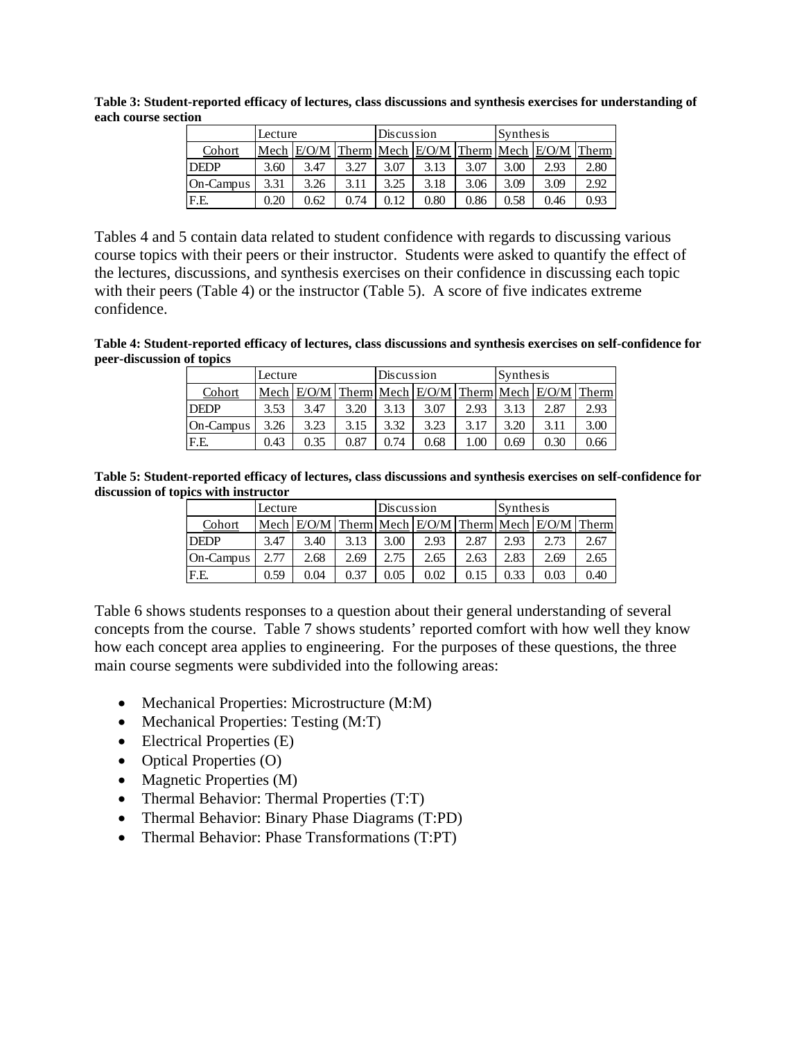**Table 3: Student-reported efficacy of lectures, class discussions and synthesis exercises for understanding of each course section**

| | Lecture | | | Discussion | | | Synthesis | | |
|---|---|---|---|---|---|---|---|---|---|
| Cohort | Mech | E/O/M | Therm | Mech | E/O/M | Therm | Mech | E/O/M | Therm |
| DEDP | 3.60 | 3.47 | 3.27 | 3.07 | 3.13 | 3.07 | 3.00 | 2.93 | 2.80 |
| On-Campus | 3.31 | 3.26 | 3.11 | 3.25 | 3.18 | 3.06 | 3.09 | 3.09 | 2.92 |
| F.E. | 0.20 | 0.62 | 0.74 | 0.12 | 0.80 | 0.86 | 0.58 | 0.46 | 0.93 |

Tables 4 and 5 contain data related to student confidence with regards to discussing various course topics with their peers or their instructor. Students were asked to quantify the effect of the lectures, discussions, and synthesis exercises on their confidence in discussing each topic with their peers (Table 4) or the instructor (Table 5). A score of five indicates extreme confidence.

**Table 4: Student-reported efficacy of lectures, class discussions and synthesis exercises on self-confidence for peer-discussion of topics**

| | Lecture | | | Discussion | | | Synthesis | | |
|---|---|---|---|---|---|---|---|---|---|
| Cohort | Mech | E/O/M | Therm | Mech | E/O/M | Therm | Mech | E/O/M | Therm |
| DEDP | 3.53 | 3.47 | 3.20 | 3.13 | 3.07 | 2.93 | 3.13 | 2.87 | 2.93 |
| On-Campus | 3.26 | 3.23 | 3.15 | 3.32 | 3.23 | 3.17 | 3.20 | 3.11 | 3.00 |
| F.E. | 0.43 | 0.35 | 0.87 | 0.74 | 0.68 | 1.00 | 0.69 | 0.30 | 0.66 |

**Table 5: Student-reported efficacy of lectures, class discussions and synthesis exercises on self-confidence for discussion of topics with instructor**

| | Lecture | | | Discussion | | | Synthesis | | |
|---|---|---|---|---|---|---|---|---|---|
| Cohort | Mech | E/O/M | Therm | Mech | E/O/M | Therm | Mech | E/O/M | Therm |
| DEDP | 3.47 | 3.40 | 3.13 | 3.00 | 2.93 | 2.87 | 2.93 | 2.73 | 2.67 |
| On-Campus | 2.77 | 2.68 | 2.69 | 2.75 | 2.65 | 2.63 | 2.83 | 2.69 | 2.65 |
| F.E. | 0.59 | 0.04 | 0.37 | 0.05 | 0.02 | 0.15 | 0.33 | 0.03 | 0.40 |

Table 6 shows students responses to a question about their general understanding of several concepts from the course. Table 7 shows students' reported comfort with how well they know how each concept area applies to engineering. For the purposes of these questions, the three main course segments were subdivided into the following areas:

- Mechanical Properties: Microstructure (M:M)
- Mechanical Properties: Testing (M:T)
- Electrical Properties (E)
- Optical Properties (O)
- Magnetic Properties (M)
- Thermal Behavior: Thermal Properties (T:T)
- Thermal Behavior: Binary Phase Diagrams (T:PD)
- Thermal Behavior: Phase Transformations (T:PT)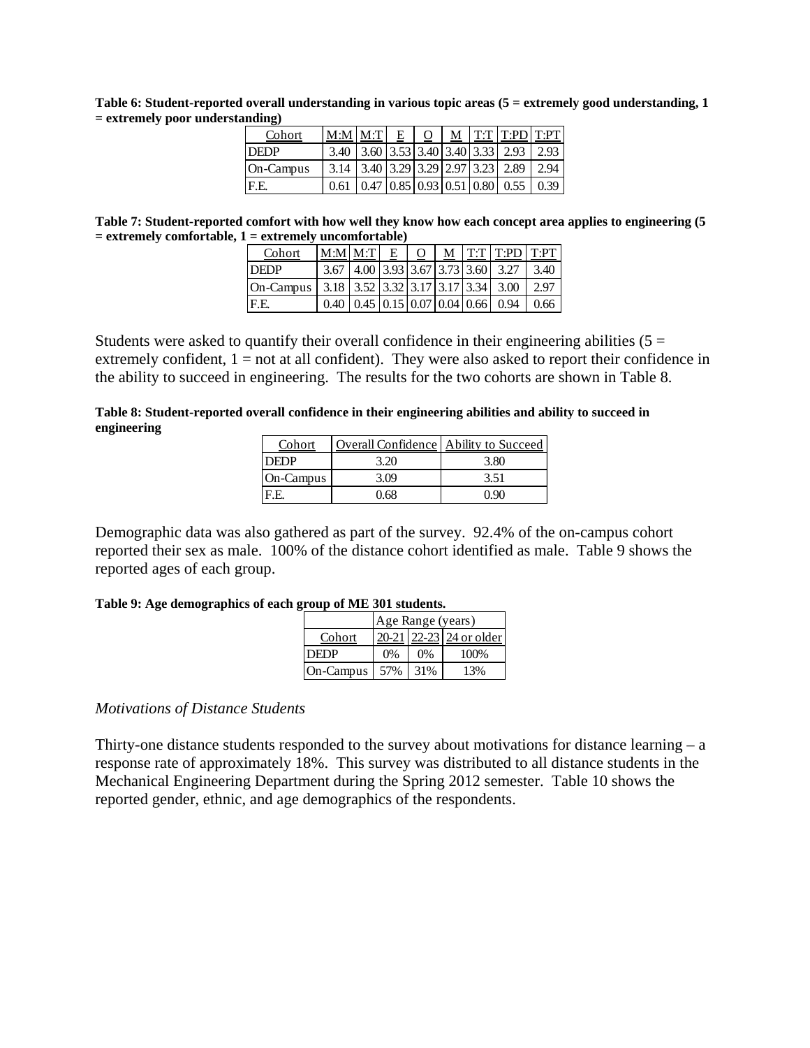**Table 6: Student-reported overall understanding in various topic areas (5 = extremely good understanding, 1 = extremely poor understanding)**

| Cohort | M:M | M:T | E | O | M | T:T | T:PD | T:PT |
|---|---|---|---|---|---|---|---|---|
| DEDP | 3.40 | 3.60 | 3.53 | 3.40 | 3.40 | 3.33 | 2.93 | 2.93 |
| On-Campus | 3.14 | 3.40 | 3.29 | 3.29 | 2.97 | 3.23 | 2.89 | 2.94 |
| F.E. | 0.61 | 0.47 | 0.85 | 0.93 | 0.51 | 0.80 | 0.55 | 0.39 |

**Table 7: Student-reported comfort with how well they know how each concept area applies to engineering (5 = extremely comfortable, 1 = extremely uncomfortable)**

| Cohort | M:M | M:T | E | O | M | T:T | T:PD | T:PT |
|---|---|---|---|---|---|---|---|---|
| DEDP | 3.67 | 4.00 | 3.93 | 3.67 | 3.73 | 3.60 | 3.27 | 3.40 |
| On-Campus | 3.18 | 3.52 | 3.32 | 3.17 | 3.17 | 3.34 | 3.00 | 2.97 |
| F.E. | 0.40 | 0.45 | 0.15 | 0.07 | 0.04 | 0.66 | 0.94 | 0.66 |

Students were asked to quantify their overall confidence in their engineering abilities (5 = extremely confident, 1 = not at all confident). They were also asked to report their confidence in the ability to succeed in engineering. The results for the two cohorts are shown in Table 8.

**Table 8: Student-reported overall confidence in their engineering abilities and ability to succeed in engineering**

| Cohort | Overall Confidence | Ability to Succeed |
|---|---|---|
| DEDP | 3.20 | 3.80 |
| On-Campus | 3.09 | 3.51 |
| F.E. | 0.68 | 0.90 |

Demographic data was also gathered as part of the survey. 92.4% of the on-campus cohort reported their sex as male. 100% of the distance cohort identified as male. Table 9 shows the reported ages of each group.

**Table 9: Age demographics of each group of ME 301 students.**

| | Age Range (years) | | |
|---|---|---|---|
| Cohort | 20-21 | 22-23 | 24 or older |
| DEDP | 0% | 0% | 100% |
| On-Campus | 57% | 31% | 13% |

*Motivations of Distance Students*

Thirty-one distance students responded to the survey about motivations for distance learning – a response rate of approximately 18%. This survey was distributed to all distance students in the Mechanical Engineering Department during the Spring 2012 semester. Table 10 shows the reported gender, ethnic, and age demographics of the respondents.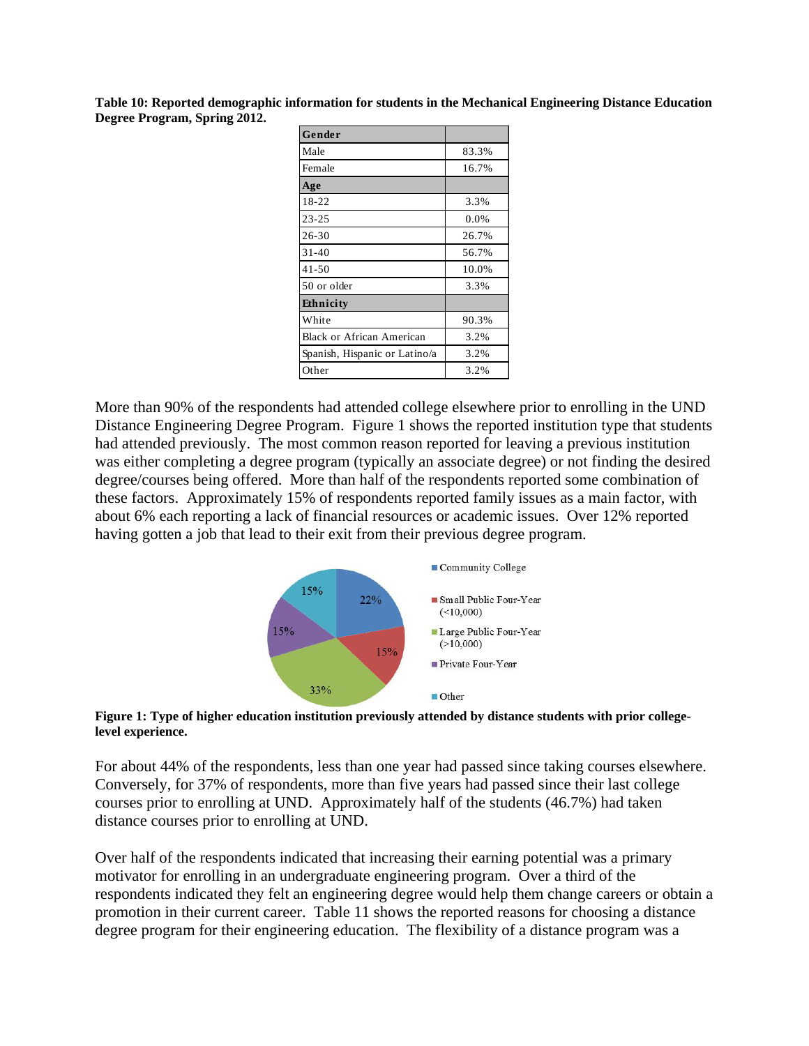**Table 10: Reported demographic information for students in the Mechanical Engineering Distance Education Degree Program, Spring 2012.**

| **Gender** | |
|---|---|
| Male | 83.3% |
| Female | 16.7% |
| **Age** | |
| 18-22 | 3.3% |
| 23-25 | 0.0% |
| 26-30 | 26.7% |
| 31-40 | 56.7% |
| 41-50 | 10.0% |
| 50 or older | 3.3% |
| **Ethnicity** | |
| White | 90.3% |
| Black or African American | 3.2% |
| Spanish, Hispanic or Latino/a | 3.2% |
| Other | 3.2% |

More than 90% of the respondents had attended college elsewhere prior to enrolling in the UND Distance Engineering Degree Program. Figure 1 shows the reported institution type that students had attended previously. The most common reason reported for leaving a previous institution was either completing a degree program (typically an associate degree) or not finding the desired degree/courses being offered. More than half of the respondents reported some combination of these factors. Approximately 15% of respondents reported family issues as a main factor, with about 6% each reporting a lack of financial resources or academic issues. Over 12% reported having gotten a job that lead to their exit from their previous degree program.

| Institution type | Percentage |
|---|---|
| Community College | 22% |
| Small Public Four-Year (<10,000) | 15% |
| Large Public Four-Year (>10,000) | 33% |
| Private Four-Year | 15% |
| Other | 15% |

**Figure 1: Type of higher education institution previously attended by distance students with prior college-level experience.**

For about 44% of the respondents, less than one year had passed since taking courses elsewhere. Conversely, for 37% of respondents, more than five years had passed since their last college courses prior to enrolling at UND. Approximately half of the students (46.7%) had taken distance courses prior to enrolling at UND.

Over half of the respondents indicated that increasing their earning potential was a primary motivator for enrolling in an undergraduate engineering program. Over a third of the respondents indicated they felt an engineering degree would help them change careers or obtain a promotion in their current career. Table 11 shows the reported reasons for choosing a distance degree program for their engineering education. The flexibility of a distance program was a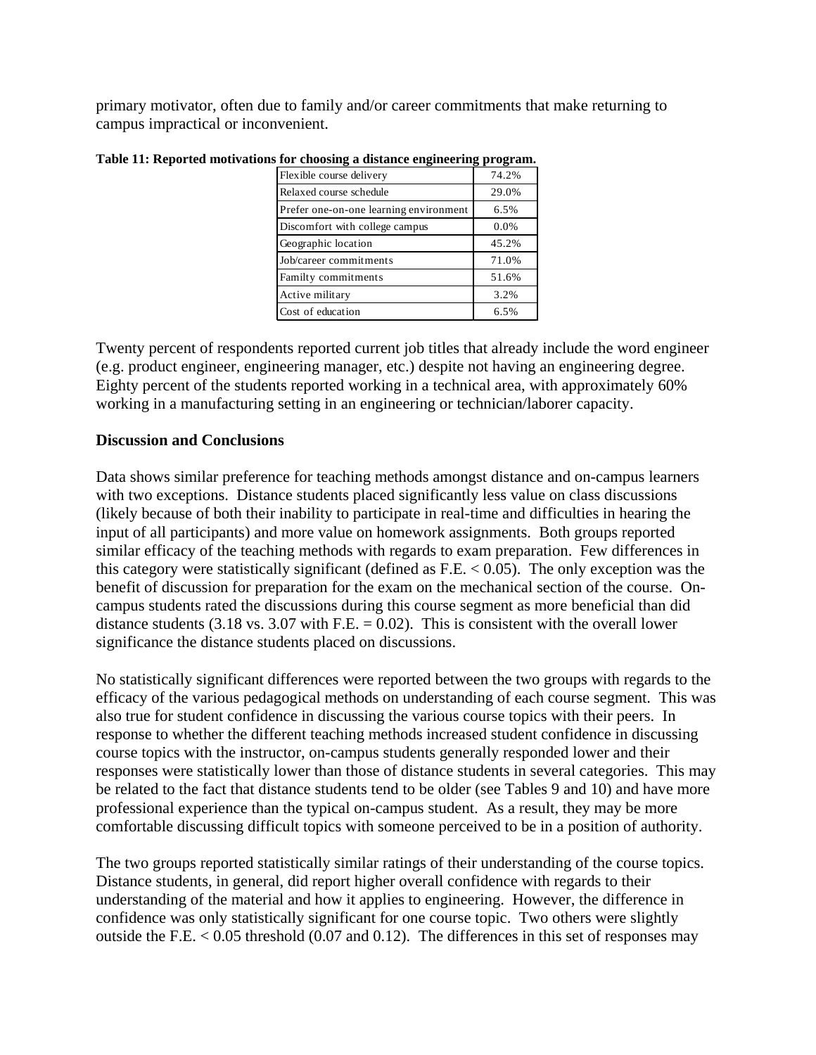primary motivator, often due to family and/or career commitments that make returning to campus impractical or inconvenient.

**Table 11: Reported motivations for choosing a distance engineering program.**

| Motivation | Percent |
|---|---|
| Flexible course delivery | 74.2% |
| Relaxed course schedule | 29.0% |
| Prefer one-on-one learning environment | 6.5% |
| Discomfort with college campus | 0.0% |
| Geographic location | 45.2% |
| Job/career commitments | 71.0% |
| Familty commitments | 51.6% |
| Active military | 3.2% |
| Cost of education | 6.5% |

Twenty percent of respondents reported current job titles that already include the word engineer (e.g. product engineer, engineering manager, etc.) despite not having an engineering degree. Eighty percent of the students reported working in a technical area, with approximately 60% working in a manufacturing setting in an engineering or technician/laborer capacity.

## Discussion and Conclusions

Data shows similar preference for teaching methods amongst distance and on-campus learners with two exceptions. Distance students placed significantly less value on class discussions (likely because of both their inability to participate in real-time and difficulties in hearing the input of all participants) and more value on homework assignments. Both groups reported similar efficacy of the teaching methods with regards to exam preparation. Few differences in this category were statistically significant (defined as F.E. < 0.05). The only exception was the benefit of discussion for preparation for the exam on the mechanical section of the course. On-campus students rated the discussions during this course segment as more beneficial than did distance students (3.18 vs. 3.07 with F.E. = 0.02). This is consistent with the overall lower significance the distance students placed on discussions.

No statistically significant differences were reported between the two groups with regards to the efficacy of the various pedagogical methods on understanding of each course segment. This was also true for student confidence in discussing the various course topics with their peers. In response to whether the different teaching methods increased student confidence in discussing course topics with the instructor, on-campus students generally responded lower and their responses were statistically lower than those of distance students in several categories. This may be related to the fact that distance students tend to be older (see Tables 9 and 10) and have more professional experience than the typical on-campus student. As a result, they may be more comfortable discussing difficult topics with someone perceived to be in a position of authority.

The two groups reported statistically similar ratings of their understanding of the course topics. Distance students, in general, did report higher overall confidence with regards to their understanding of the material and how it applies to engineering. However, the difference in confidence was only statistically significant for one course topic. Two others were slightly outside the F.E. < 0.05 threshold (0.07 and 0.12). The differences in this set of responses may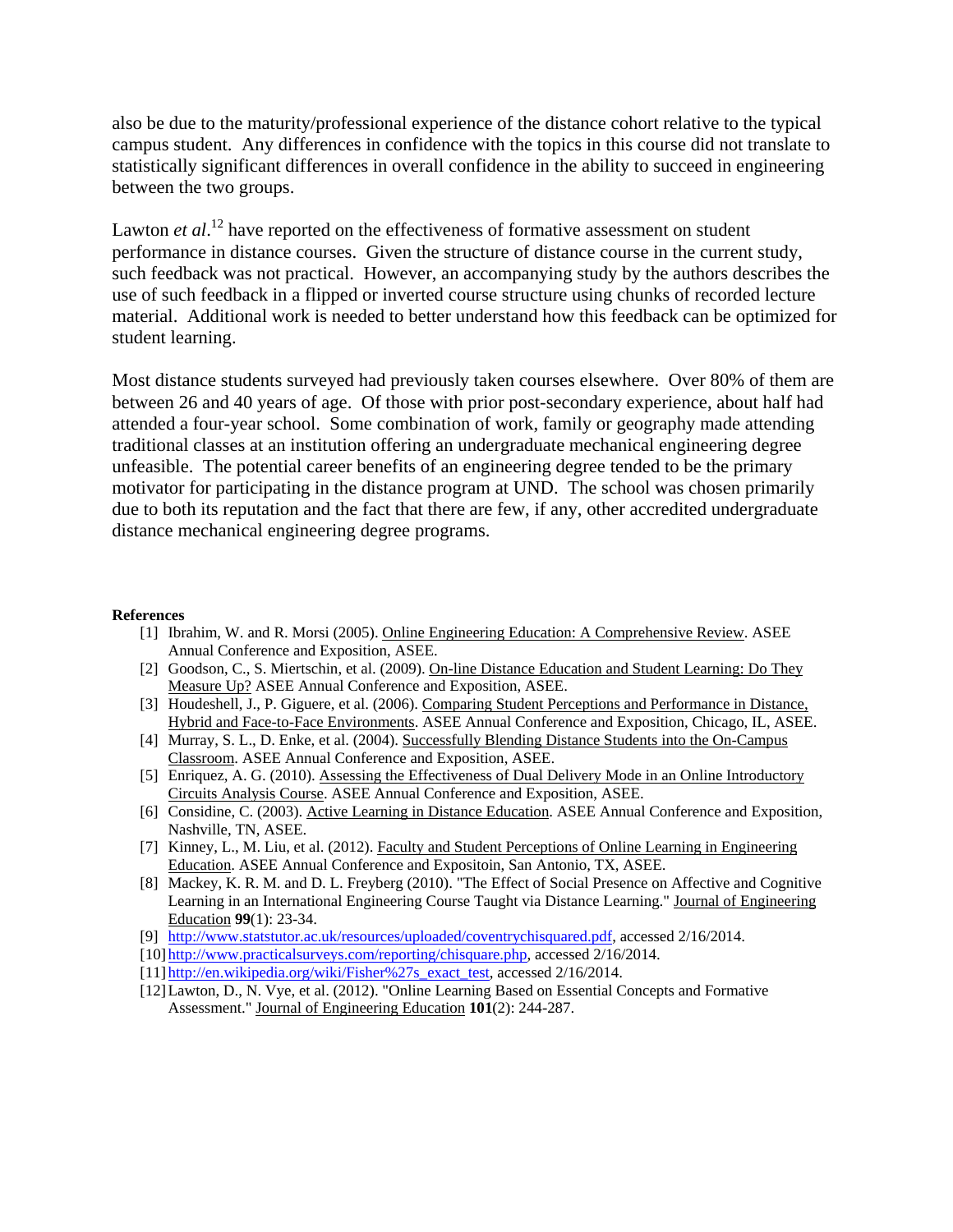also be due to the maturity/professional experience of the distance cohort relative to the typical campus student. Any differences in confidence with the topics in this course did not translate to statistically significant differences in overall confidence in the ability to succeed in engineering between the two groups.

Lawton *et al*.[12] have reported on the effectiveness of formative assessment on student performance in distance courses. Given the structure of distance course in the current study, such feedback was not practical. However, an accompanying study by the authors describes the use of such feedback in a flipped or inverted course structure using chunks of recorded lecture material. Additional work is needed to better understand how this feedback can be optimized for student learning.

Most distance students surveyed had previously taken courses elsewhere. Over 80% of them are between 26 and 40 years of age. Of those with prior post-secondary experience, about half had attended a four-year school. Some combination of work, family or geography made attending traditional classes at an institution offering an undergraduate mechanical engineering degree unfeasible. The potential career benefits of an engineering degree tended to be the primary motivator for participating in the distance program at UND. The school was chosen primarily due to both its reputation and the fact that there are few, if any, other accredited undergraduate distance mechanical engineering degree programs.

**References**

[1] Ibrahim, W. and R. Morsi (2005). Online Engineering Education: A Comprehensive Review. ASEE Annual Conference and Exposition, ASEE.

[2] Goodson, C., S. Miertschin, et al. (2009). On-line Distance Education and Student Learning: Do They Measure Up? ASEE Annual Conference and Exposition, ASEE.

[3] Houdeshell, J., P. Giguere, et al. (2006). Comparing Student Perceptions and Performance in Distance, Hybrid and Face-to-Face Environments. ASEE Annual Conference and Exposition, Chicago, IL, ASEE.

[4] Murray, S. L., D. Enke, et al. (2004). Successfully Blending Distance Students into the On-Campus Classroom. ASEE Annual Conference and Exposition, ASEE.

[5] Enriquez, A. G. (2010). Assessing the Effectiveness of Dual Delivery Mode in an Online Introductory Circuits Analysis Course. ASEE Annual Conference and Exposition, ASEE.

[6] Considine, C. (2003). Active Learning in Distance Education. ASEE Annual Conference and Exposition, Nashville, TN, ASEE.

[7] Kinney, L., M. Liu, et al. (2012). Faculty and Student Perceptions of Online Learning in Engineering Education. ASEE Annual Conference and Expositoin, San Antonio, TX, ASEE.

[8] Mackey, K. R. M. and D. L. Freyberg (2010). "The Effect of Social Presence on Affective and Cognitive Learning in an International Engineering Course Taught via Distance Learning." Journal of Engineering Education **99**(1): 23-34.

[9] http://www.statstutor.ac.uk/resources/uploaded/coventrychisquared.pdf, accessed 2/16/2014.

[10] http://www.practicalsurveys.com/reporting/chisquare.php, accessed 2/16/2014.

[11] http://en.wikipedia.org/wiki/Fisher%27s_exact_test, accessed 2/16/2014.

[12] Lawton, D., N. Vye, et al. (2012). "Online Learning Based on Essential Concepts and Formative Assessment." Journal of Engineering Education **101**(2): 244-287.